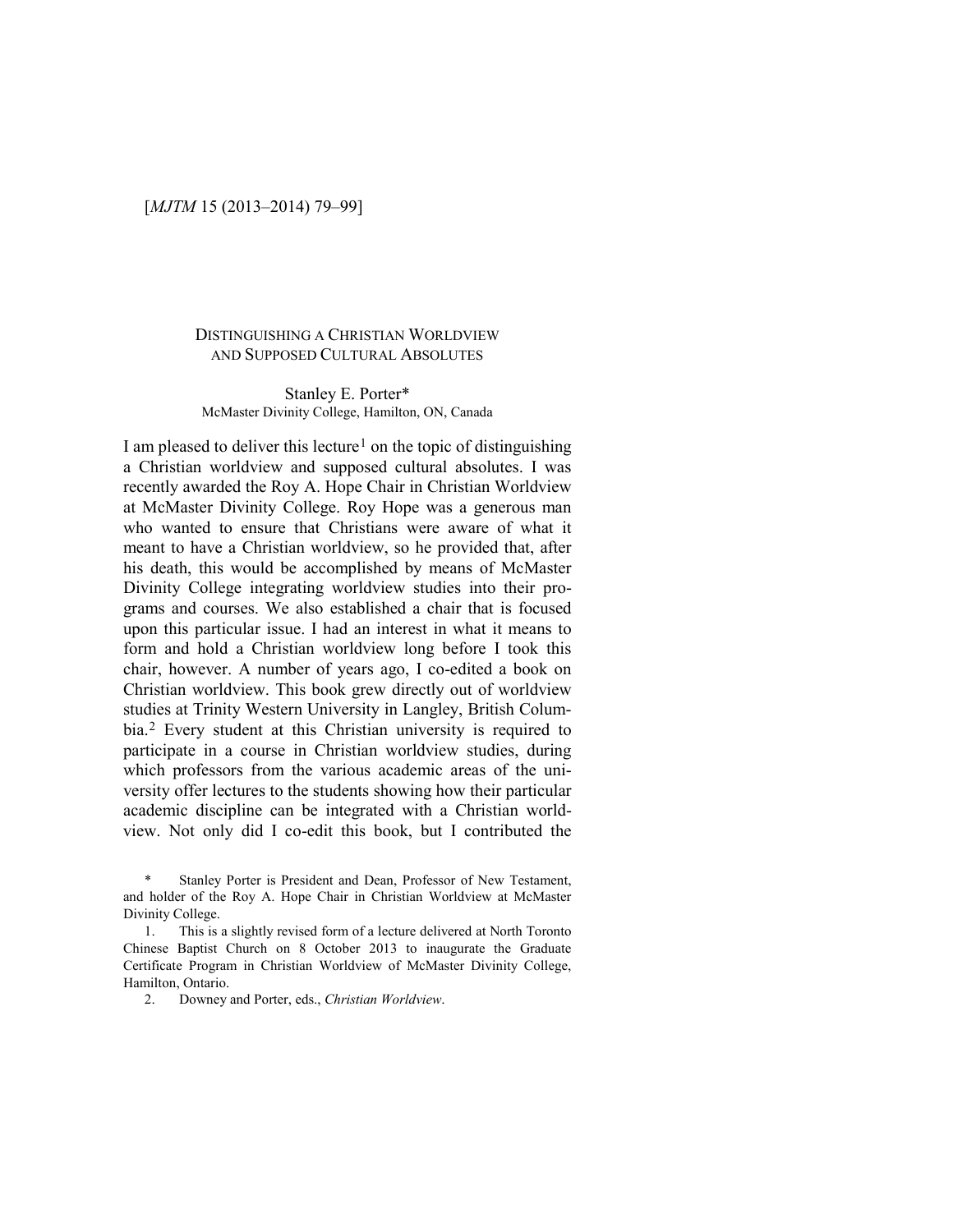# Distinguishing a Christian Worldview and Supposed Cultural Absolutes

Stanley E. Porter*
McMaster Divinity College, Hamilton, ON, Canada

I am pleased to deliver this lecture[1] on the topic of distinguishing a Christian worldview and supposed cultural absolutes. I was recently awarded the Roy A. Hope Chair in Christian Worldview at McMaster Divinity College. Roy Hope was a generous man who wanted to ensure that Christians were aware of what it meant to have a Christian worldview, so he provided that, after his death, this would be accomplished by means of McMaster Divinity College integrating worldview studies into their programs and courses. We also established a chair that is focused upon this particular issue. I had an interest in what it means to form and hold a Christian worldview long before I took this chair, however. A number of years ago, I co-edited a book on Christian worldview. This book grew directly out of worldview studies at Trinity Western University in Langley, British Columbia.[2] Every student at this Christian university is required to participate in a course in Christian worldview studies, during which professors from the various academic areas of the university offer lectures to the students showing how their particular academic discipline can be integrated with a Christian worldview. Not only did I co-edit this book, but I contributed the

\* Stanley Porter is President and Dean, Professor of New Testament, and holder of the Roy A. Hope Chair in Christian Worldview at McMaster Divinity College.

1. This is a slightly revised form of a lecture delivered at North Toronto Chinese Baptist Church on 8 October 2013 to inaugurate the Graduate Certificate Program in Christian Worldview of McMaster Divinity College, Hamilton, Ontario.

2. Downey and Porter, eds., *Christian Worldview*.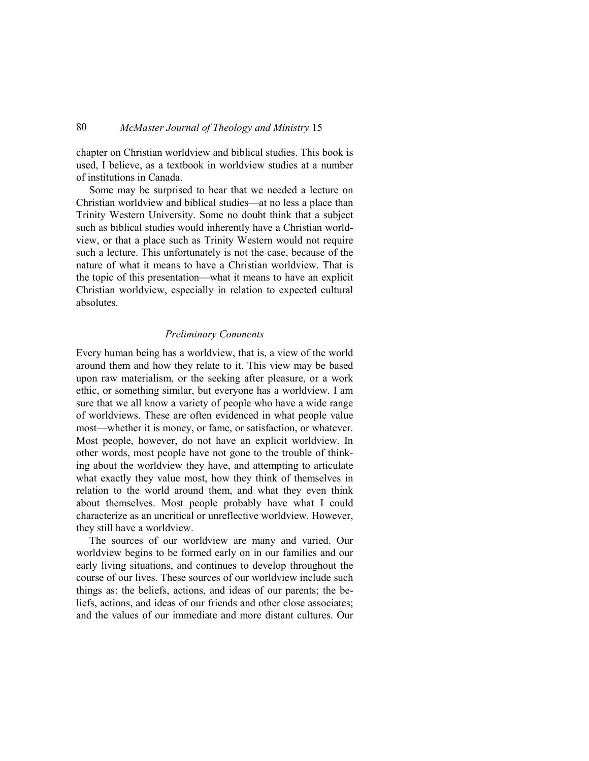chapter on Christian worldview and biblical studies. This book is used, I believe, as a textbook in worldview studies at a number of institutions in Canada.

Some may be surprised to hear that we needed a lecture on Christian worldview and biblical studies—at no less a place than Trinity Western University. Some no doubt think that a subject such as biblical studies would inherently have a Christian worldview, or that a place such as Trinity Western would not require such a lecture. This unfortunately is not the case, because of the nature of what it means to have a Christian worldview. That is the topic of this presentation—what it means to have an explicit Christian worldview, especially in relation to expected cultural absolutes.

### *Preliminary Comments*

Every human being has a worldview, that is, a view of the world around them and how they relate to it. This view may be based upon raw materialism, or the seeking after pleasure, or a work ethic, or something similar, but everyone has a worldview. I am sure that we all know a variety of people who have a wide range of worldviews. These are often evidenced in what people value most—whether it is money, or fame, or satisfaction, or whatever. Most people, however, do not have an explicit worldview. In other words, most people have not gone to the trouble of thinking about the worldview they have, and attempting to articulate what exactly they value most, how they think of themselves in relation to the world around them, and what they even think about themselves. Most people probably have what I could characterize as an uncritical or unreflective worldview. However, they still have a worldview.

The sources of our worldview are many and varied. Our worldview begins to be formed early on in our families and our early living situations, and continues to develop throughout the course of our lives. These sources of our worldview include such things as: the beliefs, actions, and ideas of our parents; the beliefs, actions, and ideas of our friends and other close associates; and the values of our immediate and more distant cultures. Our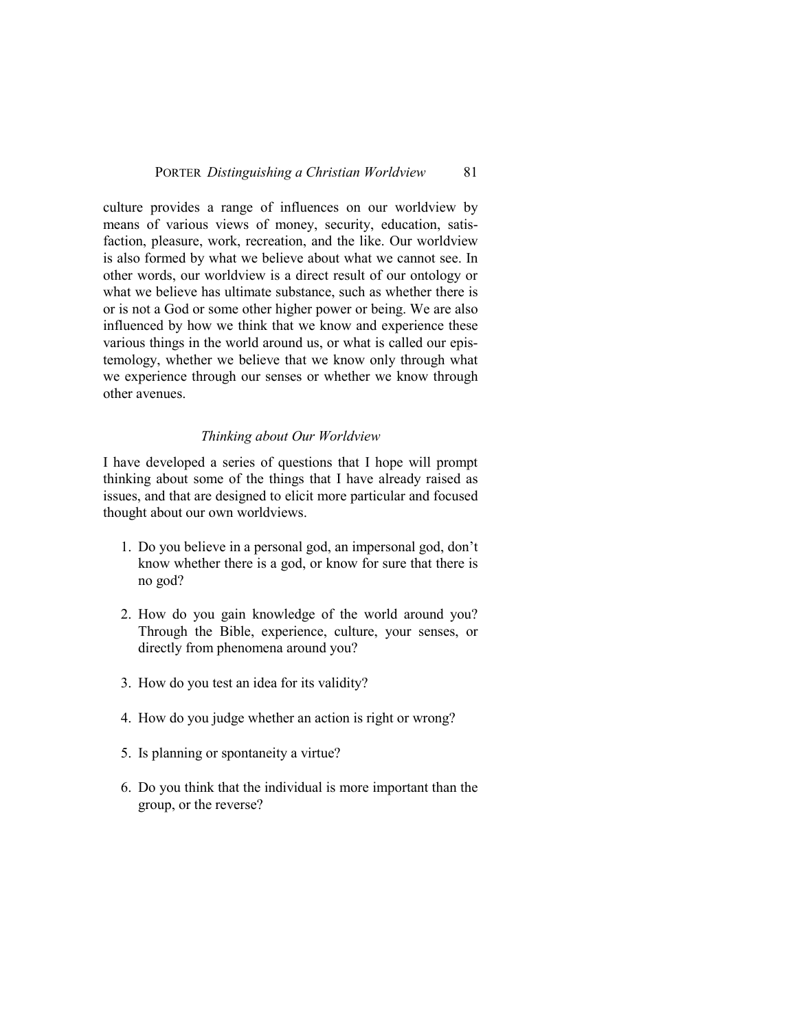culture provides a range of influences on our worldview by means of various views of money, security, education, satisfaction, pleasure, work, recreation, and the like. Our worldview is also formed by what we believe about what we cannot see. In other words, our worldview is a direct result of our ontology or what we believe has ultimate substance, such as whether there is or is not a God or some other higher power or being. We are also influenced by how we think that we know and experience these various things in the world around us, or what is called our epistemology, whether we believe that we know only through what we experience through our senses or whether we know through other avenues.

### *Thinking about Our Worldview*

I have developed a series of questions that I hope will prompt thinking about some of the things that I have already raised as issues, and that are designed to elicit more particular and focused thought about our own worldviews.

1. Do you believe in a personal god, an impersonal god, don't know whether there is a god, or know for sure that there is no god?

2. How do you gain knowledge of the world around you? Through the Bible, experience, culture, your senses, or directly from phenomena around you?

3. How do you test an idea for its validity?

4. How do you judge whether an action is right or wrong?

5. Is planning or spontaneity a virtue?

6. Do you think that the individual is more important than the group, or the reverse?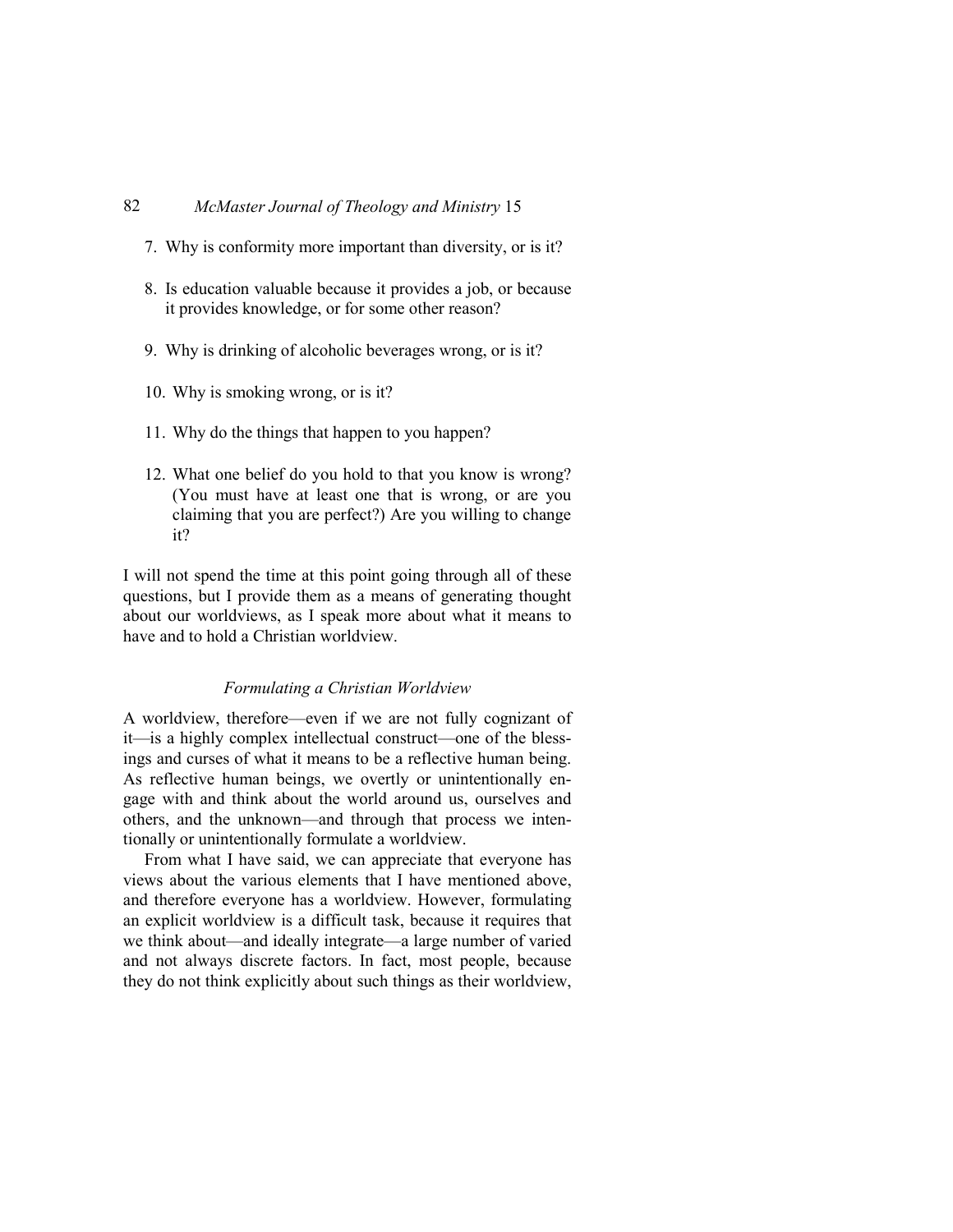7. Why is conformity more important than diversity, or is it?

8. Is education valuable because it provides a job, or because it provides knowledge, or for some other reason?

9. Why is drinking of alcoholic beverages wrong, or is it?

10. Why is smoking wrong, or is it?

11. Why do the things that happen to you happen?

12. What one belief do you hold to that you know is wrong? (You must have at least one that is wrong, or are you claiming that you are perfect?) Are you willing to change it?

I will not spend the time at this point going through all of these questions, but I provide them as a means of generating thought about our worldviews, as I speak more about what it means to have and to hold a Christian worldview.

### *Formulating a Christian Worldview*

A worldview, therefore—even if we are not fully cognizant of it—is a highly complex intellectual construct—one of the blessings and curses of what it means to be a reflective human being. As reflective human beings, we overtly or unintentionally engage with and think about the world around us, ourselves and others, and the unknown—and through that process we intentionally or unintentionally formulate a worldview.

From what I have said, we can appreciate that everyone has views about the various elements that I have mentioned above, and therefore everyone has a worldview. However, formulating an explicit worldview is a difficult task, because it requires that we think about—and ideally integrate—a large number of varied and not always discrete factors. In fact, most people, because they do not think explicitly about such things as their worldview,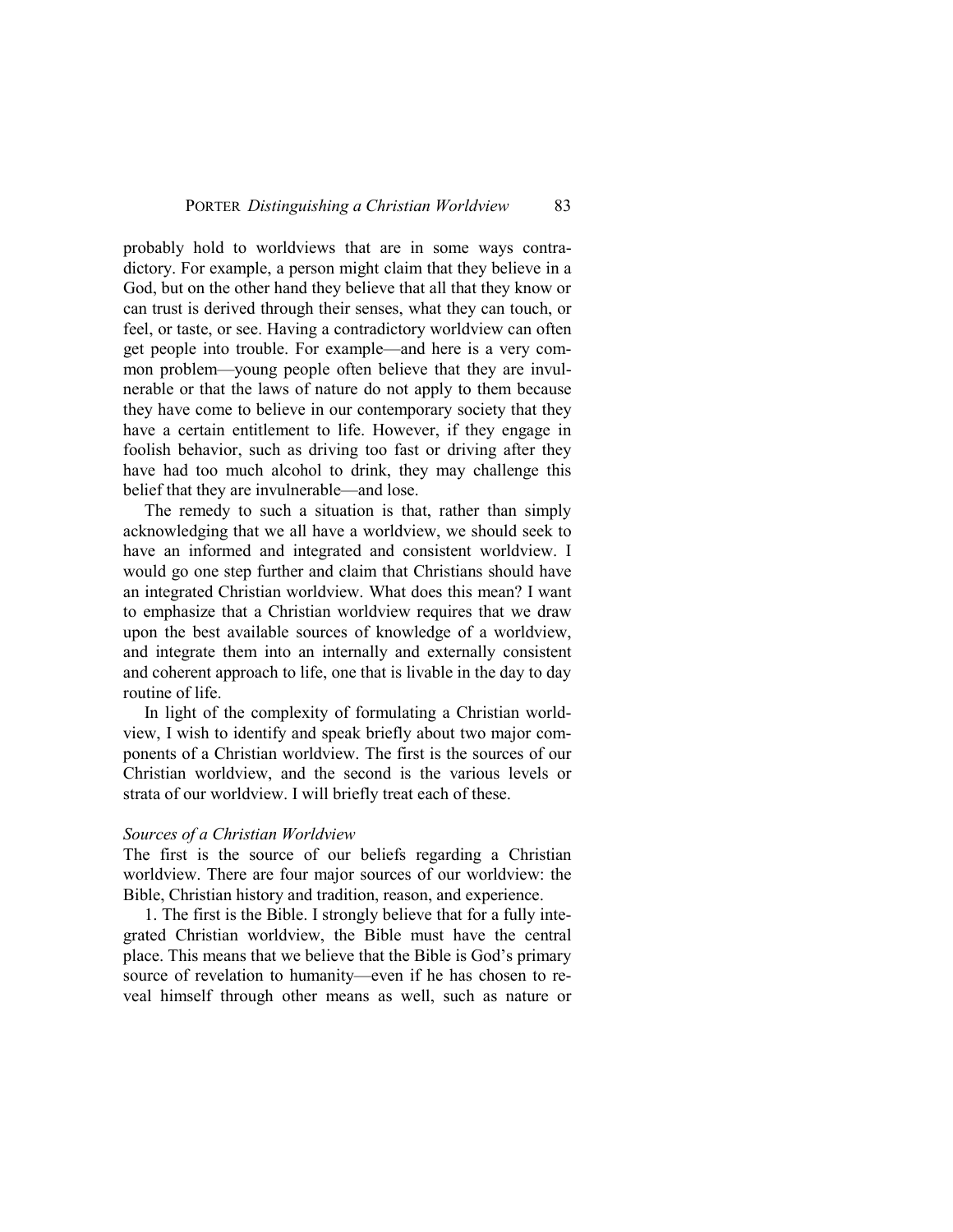probably hold to worldviews that are in some ways contradictory. For example, a person might claim that they believe in a God, but on the other hand they believe that all that they know or can trust is derived through their senses, what they can touch, or feel, or taste, or see. Having a contradictory worldview can often get people into trouble. For example—and here is a very common problem—young people often believe that they are invulnerable or that the laws of nature do not apply to them because they have come to believe in our contemporary society that they have a certain entitlement to life. However, if they engage in foolish behavior, such as driving too fast or driving after they have had too much alcohol to drink, they may challenge this belief that they are invulnerable—and lose.

The remedy to such a situation is that, rather than simply acknowledging that we all have a worldview, we should seek to have an informed and integrated and consistent worldview. I would go one step further and claim that Christians should have an integrated Christian worldview. What does this mean? I want to emphasize that a Christian worldview requires that we draw upon the best available sources of knowledge of a worldview, and integrate them into an internally and externally consistent and coherent approach to life, one that is livable in the day to day routine of life.

In light of the complexity of formulating a Christian worldview, I wish to identify and speak briefly about two major components of a Christian worldview. The first is the sources of our Christian worldview, and the second is the various levels or strata of our worldview. I will briefly treat each of these.

### *Sources of a Christian Worldview*

The first is the source of our beliefs regarding a Christian worldview. There are four major sources of our worldview: the Bible, Christian history and tradition, reason, and experience.

1. The first is the Bible. I strongly believe that for a fully integrated Christian worldview, the Bible must have the central place. This means that we believe that the Bible is God's primary source of revelation to humanity—even if he has chosen to reveal himself through other means as well, such as nature or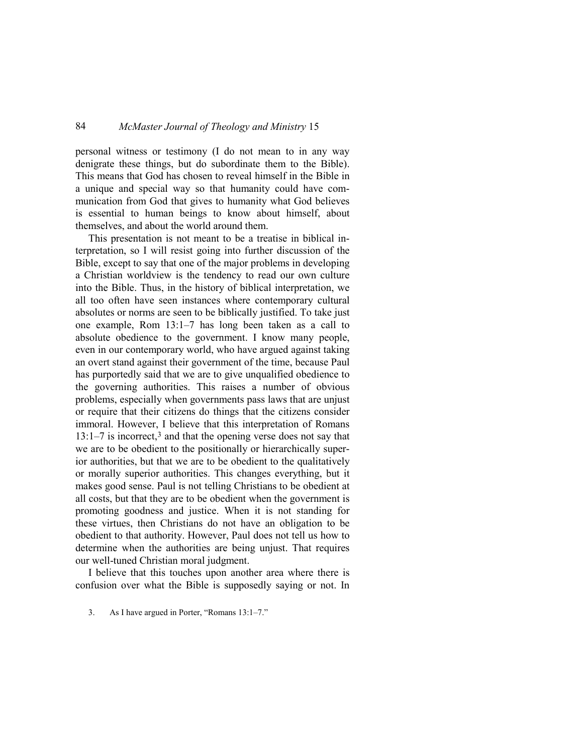personal witness or testimony (I do not mean to in any way denigrate these things, but do subordinate them to the Bible). This means that God has chosen to reveal himself in the Bible in a unique and special way so that humanity could have communication from God that gives to humanity what God believes is essential to human beings to know about himself, about themselves, and about the world around them.

This presentation is not meant to be a treatise in biblical interpretation, so I will resist going into further discussion of the Bible, except to say that one of the major problems in developing a Christian worldview is the tendency to read our own culture into the Bible. Thus, in the history of biblical interpretation, we all too often have seen instances where contemporary cultural absolutes or norms are seen to be biblically justified. To take just one example, Rom 13:1–7 has long been taken as a call to absolute obedience to the government. I know many people, even in our contemporary world, who have argued against taking an overt stand against their government of the time, because Paul has purportedly said that we are to give unqualified obedience to the governing authorities. This raises a number of obvious problems, especially when governments pass laws that are unjust or require that their citizens do things that the citizens consider immoral. However, I believe that this interpretation of Romans 13:1–7 is incorrect,[3] and that the opening verse does not say that we are to be obedient to the positionally or hierarchically superior authorities, but that we are to be obedient to the qualitatively or morally superior authorities. This changes everything, but it makes good sense. Paul is not telling Christians to be obedient at all costs, but that they are to be obedient when the government is promoting goodness and justice. When it is not standing for these virtues, then Christians do not have an obligation to be obedient to that authority. However, Paul does not tell us how to determine when the authorities are being unjust. That requires our well-tuned Christian moral judgment.

I believe that this touches upon another area where there is confusion over what the Bible is supposedly saying or not. In

3. As I have argued in Porter, "Romans 13:1–7."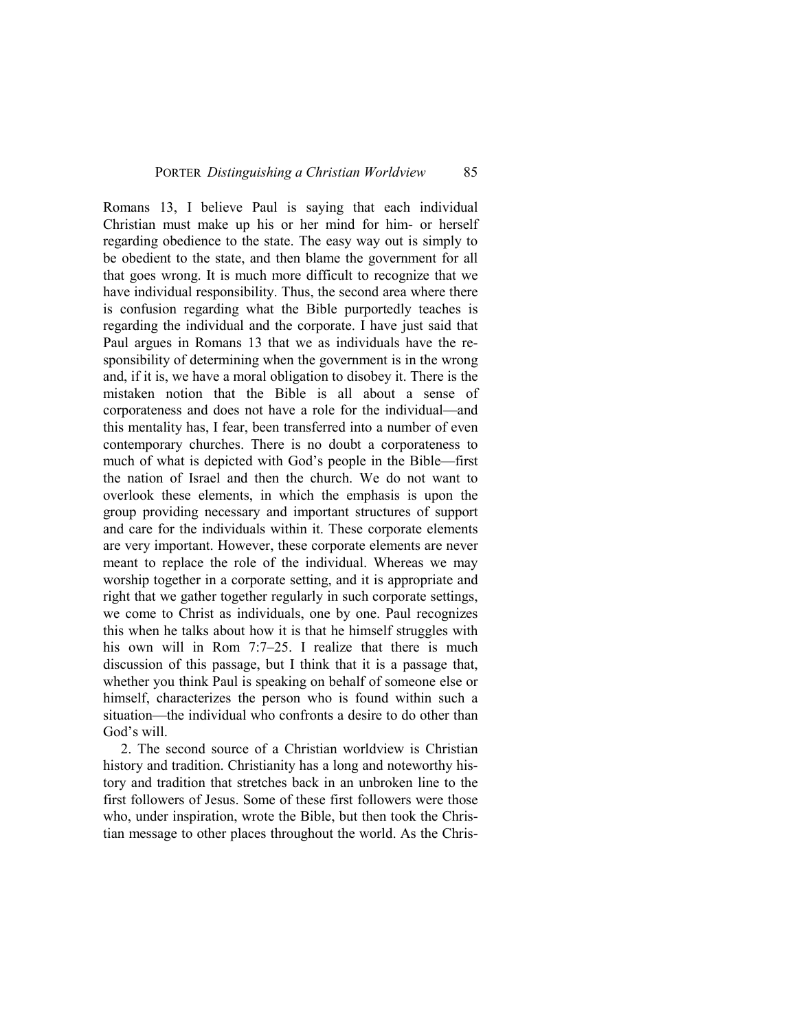Romans 13, I believe Paul is saying that each individual Christian must make up his or her mind for him- or herself regarding obedience to the state. The easy way out is simply to be obedient to the state, and then blame the government for all that goes wrong. It is much more difficult to recognize that we have individual responsibility. Thus, the second area where there is confusion regarding what the Bible purportedly teaches is regarding the individual and the corporate. I have just said that Paul argues in Romans 13 that we as individuals have the responsibility of determining when the government is in the wrong and, if it is, we have a moral obligation to disobey it. There is the mistaken notion that the Bible is all about a sense of corporateness and does not have a role for the individual—and this mentality has, I fear, been transferred into a number of even contemporary churches. There is no doubt a corporateness to much of what is depicted with God's people in the Bible—first the nation of Israel and then the church. We do not want to overlook these elements, in which the emphasis is upon the group providing necessary and important structures of support and care for the individuals within it. These corporate elements are very important. However, these corporate elements are never meant to replace the role of the individual. Whereas we may worship together in a corporate setting, and it is appropriate and right that we gather together regularly in such corporate settings, we come to Christ as individuals, one by one. Paul recognizes this when he talks about how it is that he himself struggles with his own will in Rom 7:7–25. I realize that there is much discussion of this passage, but I think that it is a passage that, whether you think Paul is speaking on behalf of someone else or himself, characterizes the person who is found within such a situation—the individual who confronts a desire to do other than God's will.

2. The second source of a Christian worldview is Christian history and tradition. Christianity has a long and noteworthy history and tradition that stretches back in an unbroken line to the first followers of Jesus. Some of these first followers were those who, under inspiration, wrote the Bible, but then took the Christian message to other places throughout the world. As the Chris-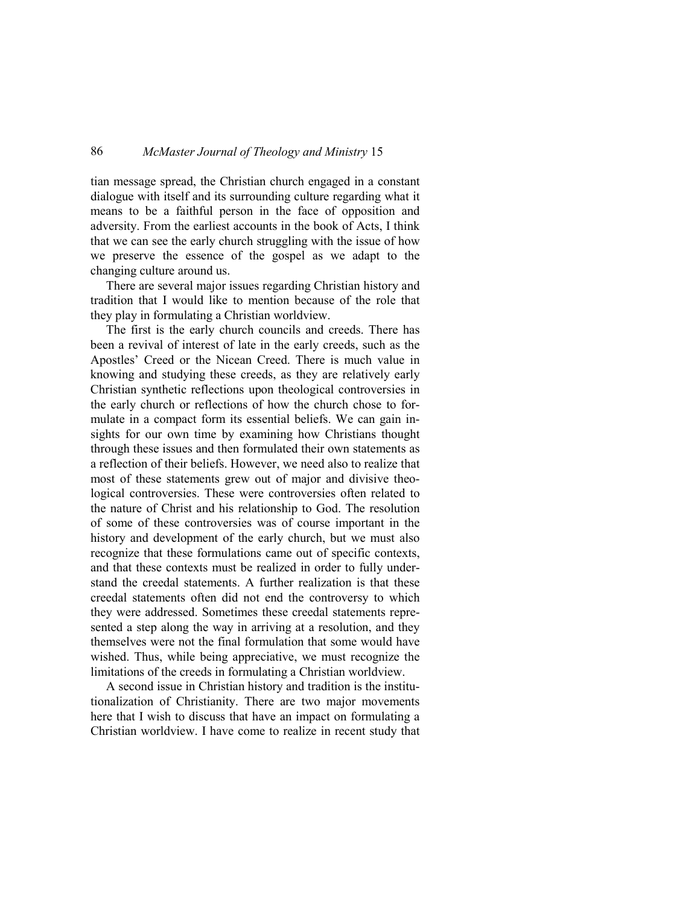tian message spread, the Christian church engaged in a constant dialogue with itself and its surrounding culture regarding what it means to be a faithful person in the face of opposition and adversity. From the earliest accounts in the book of Acts, I think that we can see the early church struggling with the issue of how we preserve the essence of the gospel as we adapt to the changing culture around us.

There are several major issues regarding Christian history and tradition that I would like to mention because of the role that they play in formulating a Christian worldview.

The first is the early church councils and creeds. There has been a revival of interest of late in the early creeds, such as the Apostles' Creed or the Nicean Creed. There is much value in knowing and studying these creeds, as they are relatively early Christian synthetic reflections upon theological controversies in the early church or reflections of how the church chose to formulate in a compact form its essential beliefs. We can gain insights for our own time by examining how Christians thought through these issues and then formulated their own statements as a reflection of their beliefs. However, we need also to realize that most of these statements grew out of major and divisive theological controversies. These were controversies often related to the nature of Christ and his relationship to God. The resolution of some of these controversies was of course important in the history and development of the early church, but we must also recognize that these formulations came out of specific contexts, and that these contexts must be realized in order to fully understand the creedal statements. A further realization is that these creedal statements often did not end the controversy to which they were addressed. Sometimes these creedal statements represented a step along the way in arriving at a resolution, and they themselves were not the final formulation that some would have wished. Thus, while being appreciative, we must recognize the limitations of the creeds in formulating a Christian worldview.

A second issue in Christian history and tradition is the institutionalization of Christianity. There are two major movements here that I wish to discuss that have an impact on formulating a Christian worldview. I have come to realize in recent study that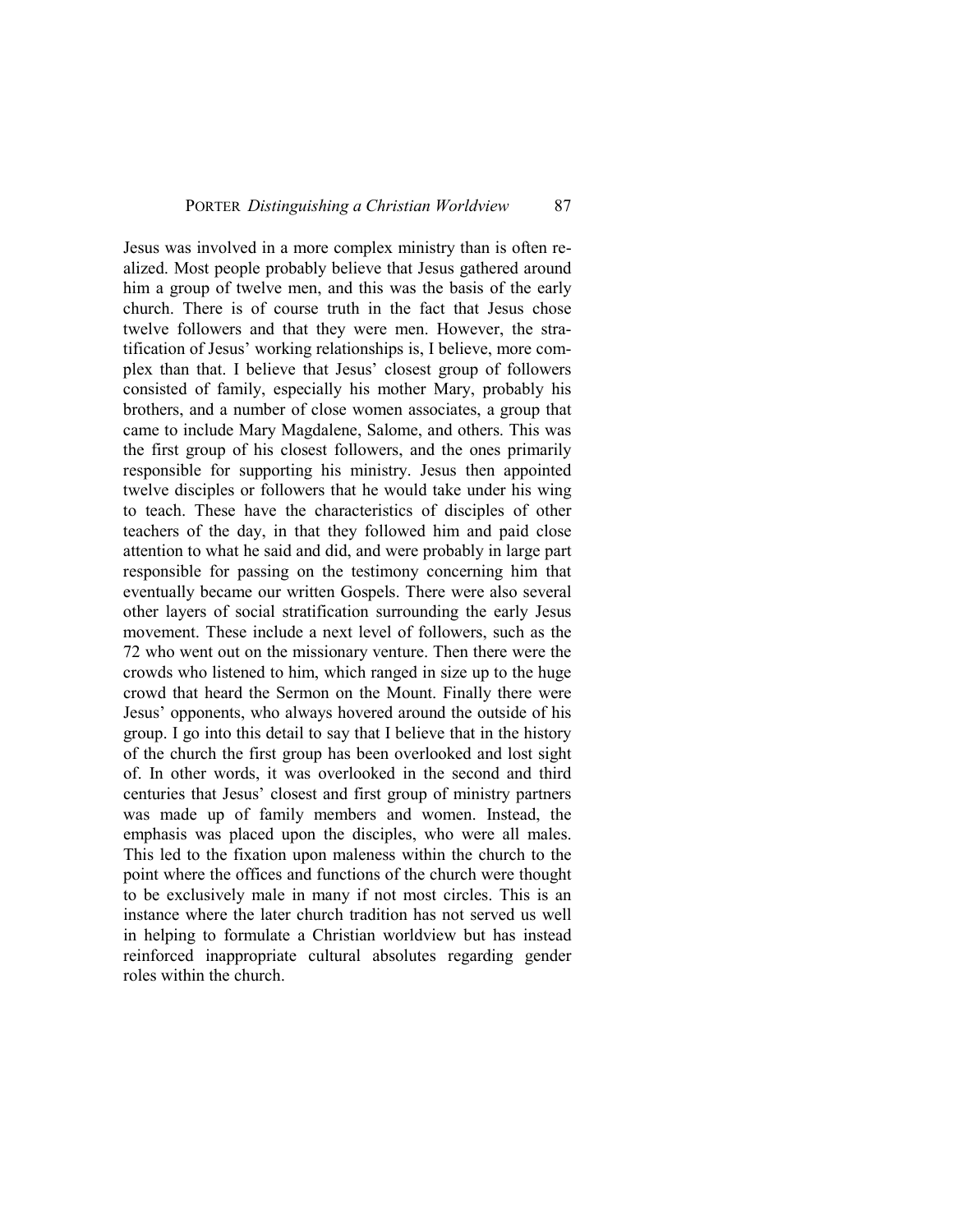Jesus was involved in a more complex ministry than is often realized. Most people probably believe that Jesus gathered around him a group of twelve men, and this was the basis of the early church. There is of course truth in the fact that Jesus chose twelve followers and that they were men. However, the stratification of Jesus' working relationships is, I believe, more complex than that. I believe that Jesus' closest group of followers consisted of family, especially his mother Mary, probably his brothers, and a number of close women associates, a group that came to include Mary Magdalene, Salome, and others. This was the first group of his closest followers, and the ones primarily responsible for supporting his ministry. Jesus then appointed twelve disciples or followers that he would take under his wing to teach. These have the characteristics of disciples of other teachers of the day, in that they followed him and paid close attention to what he said and did, and were probably in large part responsible for passing on the testimony concerning him that eventually became our written Gospels. There were also several other layers of social stratification surrounding the early Jesus movement. These include a next level of followers, such as the 72 who went out on the missionary venture. Then there were the crowds who listened to him, which ranged in size up to the huge crowd that heard the Sermon on the Mount. Finally there were Jesus' opponents, who always hovered around the outside of his group. I go into this detail to say that I believe that in the history of the church the first group has been overlooked and lost sight of. In other words, it was overlooked in the second and third centuries that Jesus' closest and first group of ministry partners was made up of family members and women. Instead, the emphasis was placed upon the disciples, who were all males. This led to the fixation upon maleness within the church to the point where the offices and functions of the church were thought to be exclusively male in many if not most circles. This is an instance where the later church tradition has not served us well in helping to formulate a Christian worldview but has instead reinforced inappropriate cultural absolutes regarding gender roles within the church.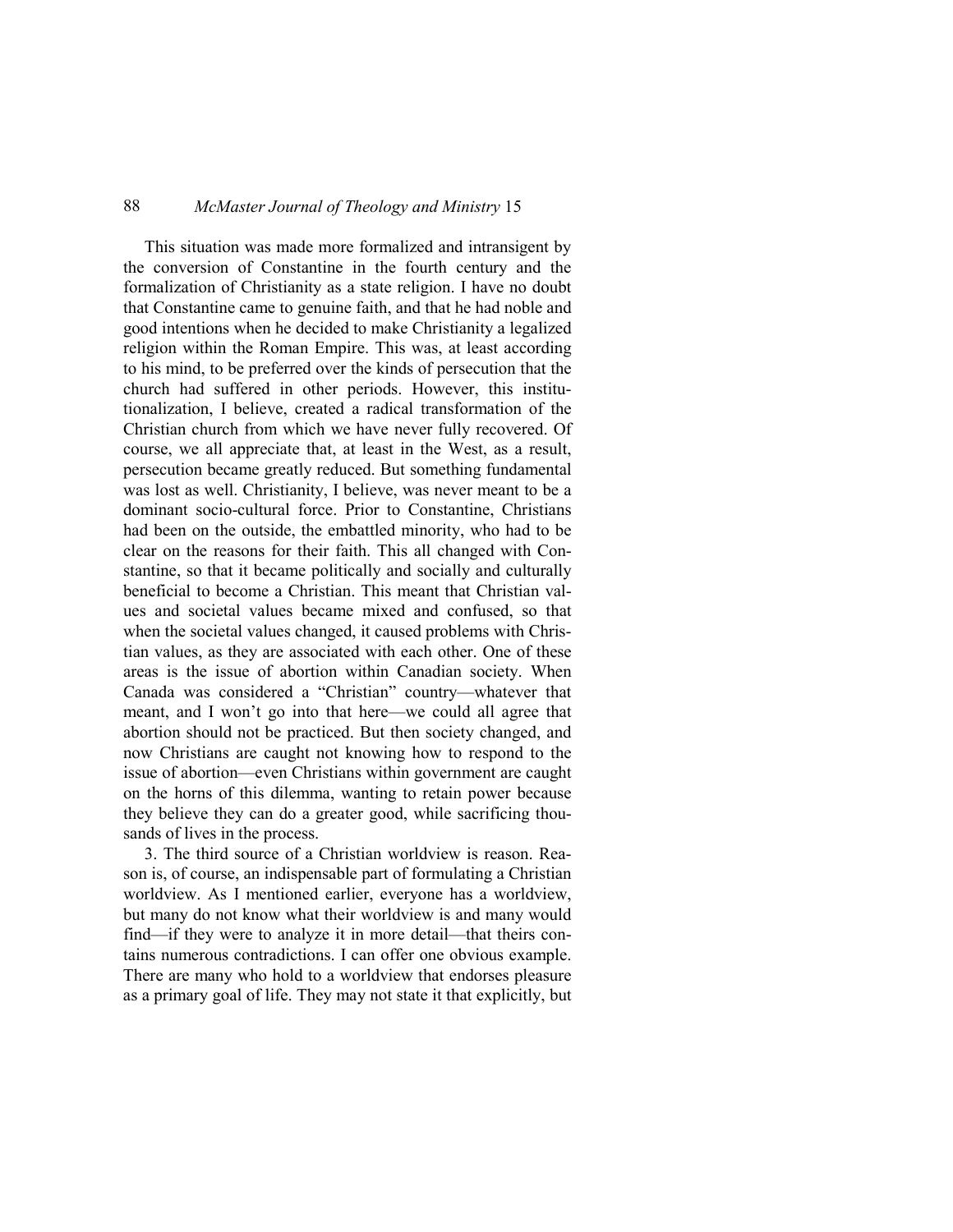This situation was made more formalized and intransigent by the conversion of Constantine in the fourth century and the formalization of Christianity as a state religion. I have no doubt that Constantine came to genuine faith, and that he had noble and good intentions when he decided to make Christianity a legalized religion within the Roman Empire. This was, at least according to his mind, to be preferred over the kinds of persecution that the church had suffered in other periods. However, this institutionalization, I believe, created a radical transformation of the Christian church from which we have never fully recovered. Of course, we all appreciate that, at least in the West, as a result, persecution became greatly reduced. But something fundamental was lost as well. Christianity, I believe, was never meant to be a dominant socio-cultural force. Prior to Constantine, Christians had been on the outside, the embattled minority, who had to be clear on the reasons for their faith. This all changed with Constantine, so that it became politically and socially and culturally beneficial to become a Christian. This meant that Christian values and societal values became mixed and confused, so that when the societal values changed, it caused problems with Christian values, as they are associated with each other. One of these areas is the issue of abortion within Canadian society. When Canada was considered a "Christian" country—whatever that meant, and I won't go into that here—we could all agree that abortion should not be practiced. But then society changed, and now Christians are caught not knowing how to respond to the issue of abortion—even Christians within government are caught on the horns of this dilemma, wanting to retain power because they believe they can do a greater good, while sacrificing thousands of lives in the process.

3. The third source of a Christian worldview is reason. Reason is, of course, an indispensable part of formulating a Christian worldview. As I mentioned earlier, everyone has a worldview, but many do not know what their worldview is and many would find—if they were to analyze it in more detail—that theirs contains numerous contradictions. I can offer one obvious example. There are many who hold to a worldview that endorses pleasure as a primary goal of life. They may not state it that explicitly, but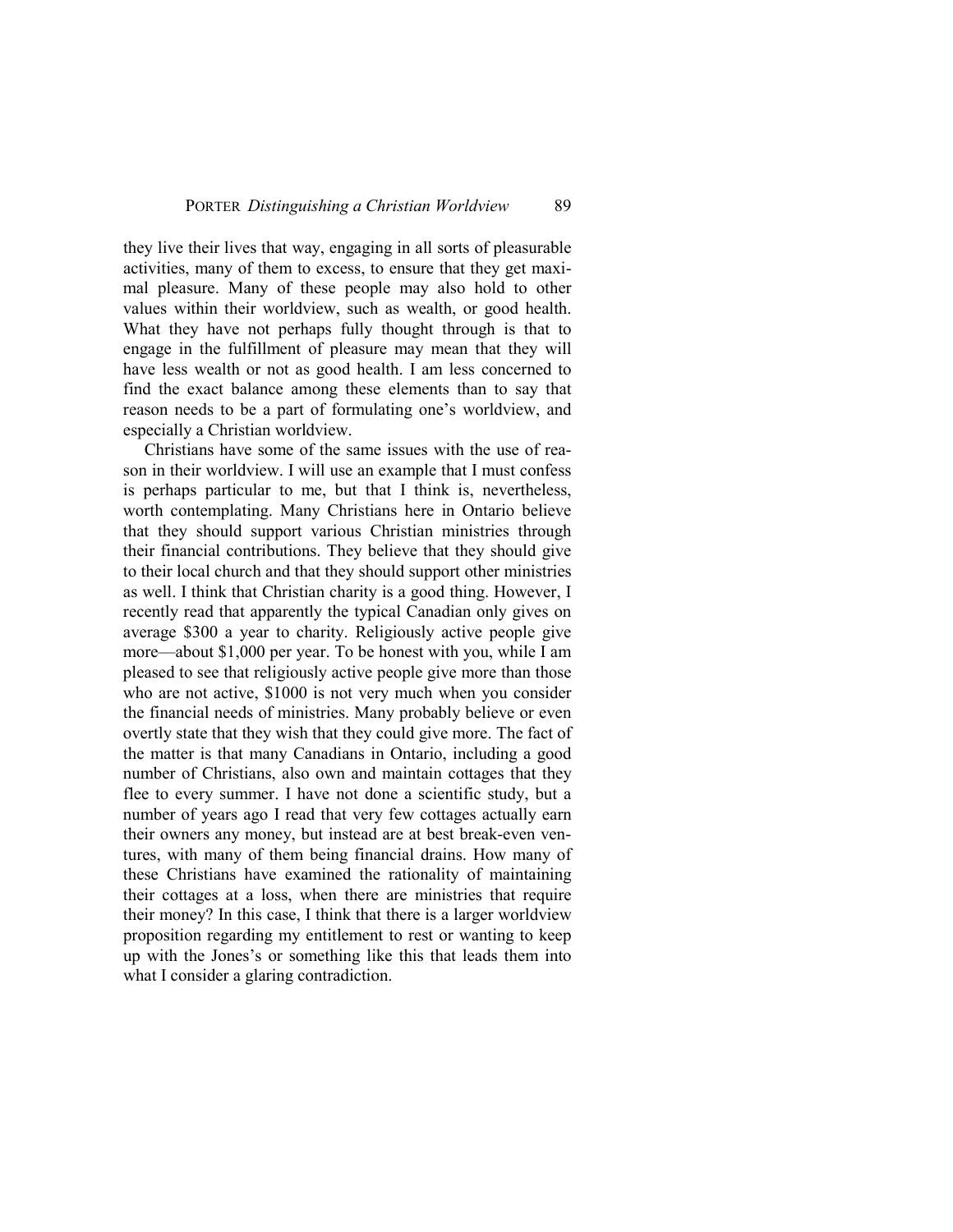they live their lives that way, engaging in all sorts of pleasurable activities, many of them to excess, to ensure that they get maximal pleasure. Many of these people may also hold to other values within their worldview, such as wealth, or good health. What they have not perhaps fully thought through is that to engage in the fulfillment of pleasure may mean that they will have less wealth or not as good health. I am less concerned to find the exact balance among these elements than to say that reason needs to be a part of formulating one's worldview, and especially a Christian worldview.

Christians have some of the same issues with the use of reason in their worldview. I will use an example that I must confess is perhaps particular to me, but that I think is, nevertheless, worth contemplating. Many Christians here in Ontario believe that they should support various Christian ministries through their financial contributions. They believe that they should give to their local church and that they should support other ministries as well. I think that Christian charity is a good thing. However, I recently read that apparently the typical Canadian only gives on average $300 a year to charity. Religiously active people give more—about $1,000 per year. To be honest with you, while I am pleased to see that religiously active people give more than those who are not active, $1000 is not very much when you consider the financial needs of ministries. Many probably believe or even overtly state that they wish that they could give more. The fact of the matter is that many Canadians in Ontario, including a good number of Christians, also own and maintain cottages that they flee to every summer. I have not done a scientific study, but a number of years ago I read that very few cottages actually earn their owners any money, but instead are at best break-even ventures, with many of them being financial drains. How many of these Christians have examined the rationality of maintaining their cottages at a loss, when there are ministries that require their money? In this case, I think that there is a larger worldview proposition regarding my entitlement to rest or wanting to keep up with the Jones's or something like this that leads them into what I consider a glaring contradiction.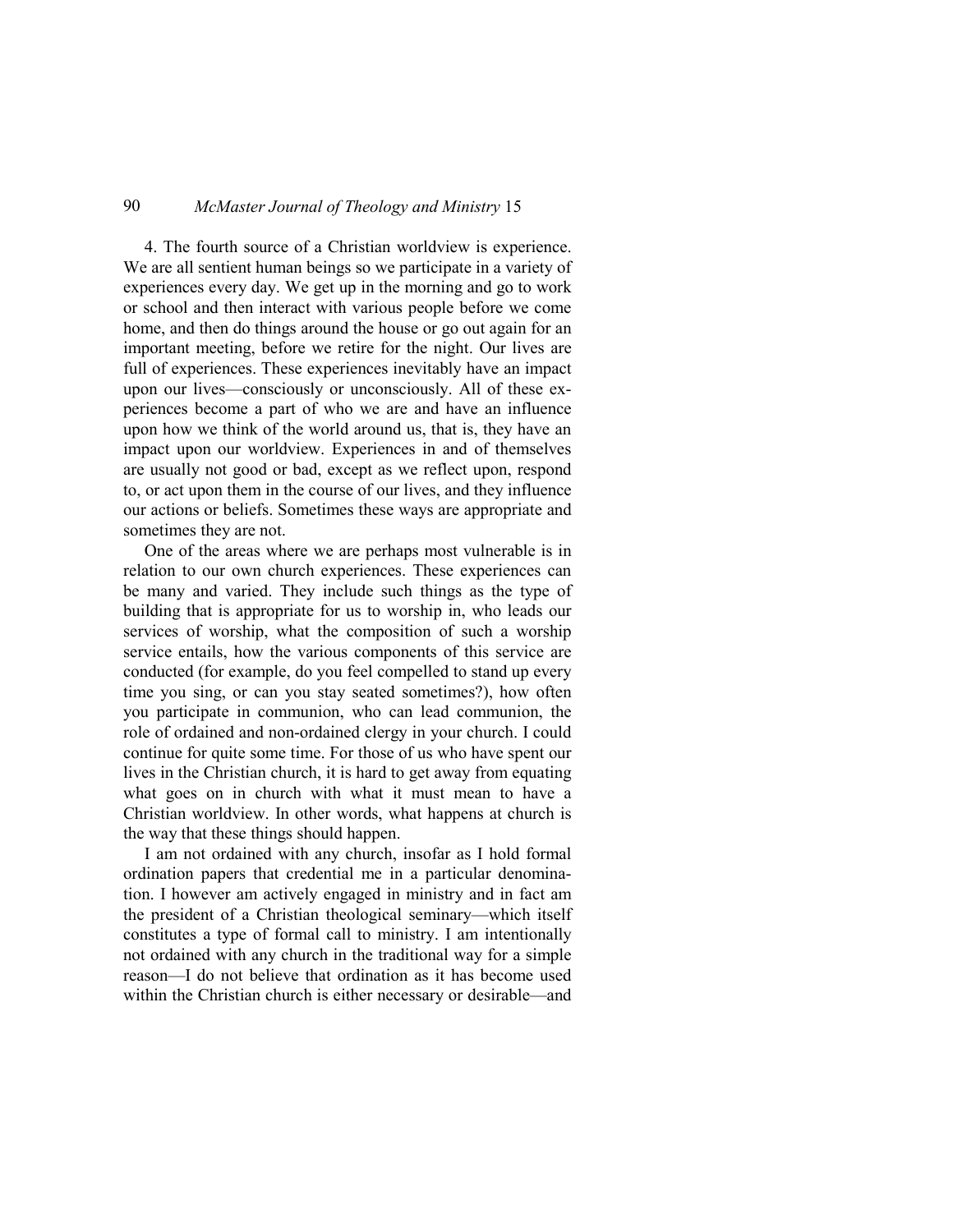4. The fourth source of a Christian worldview is experience. We are all sentient human beings so we participate in a variety of experiences every day. We get up in the morning and go to work or school and then interact with various people before we come home, and then do things around the house or go out again for an important meeting, before we retire for the night. Our lives are full of experiences. These experiences inevitably have an impact upon our lives—consciously or unconsciously. All of these experiences become a part of who we are and have an influence upon how we think of the world around us, that is, they have an impact upon our worldview. Experiences in and of themselves are usually not good or bad, except as we reflect upon, respond to, or act upon them in the course of our lives, and they influence our actions or beliefs. Sometimes these ways are appropriate and sometimes they are not.

One of the areas where we are perhaps most vulnerable is in relation to our own church experiences. These experiences can be many and varied. They include such things as the type of building that is appropriate for us to worship in, who leads our services of worship, what the composition of such a worship service entails, how the various components of this service are conducted (for example, do you feel compelled to stand up every time you sing, or can you stay seated sometimes?), how often you participate in communion, who can lead communion, the role of ordained and non-ordained clergy in your church. I could continue for quite some time. For those of us who have spent our lives in the Christian church, it is hard to get away from equating what goes on in church with what it must mean to have a Christian worldview. In other words, what happens at church is the way that these things should happen.

I am not ordained with any church, insofar as I hold formal ordination papers that credential me in a particular denomination. I however am actively engaged in ministry and in fact am the president of a Christian theological seminary—which itself constitutes a type of formal call to ministry. I am intentionally not ordained with any church in the traditional way for a simple reason—I do not believe that ordination as it has become used within the Christian church is either necessary or desirable—and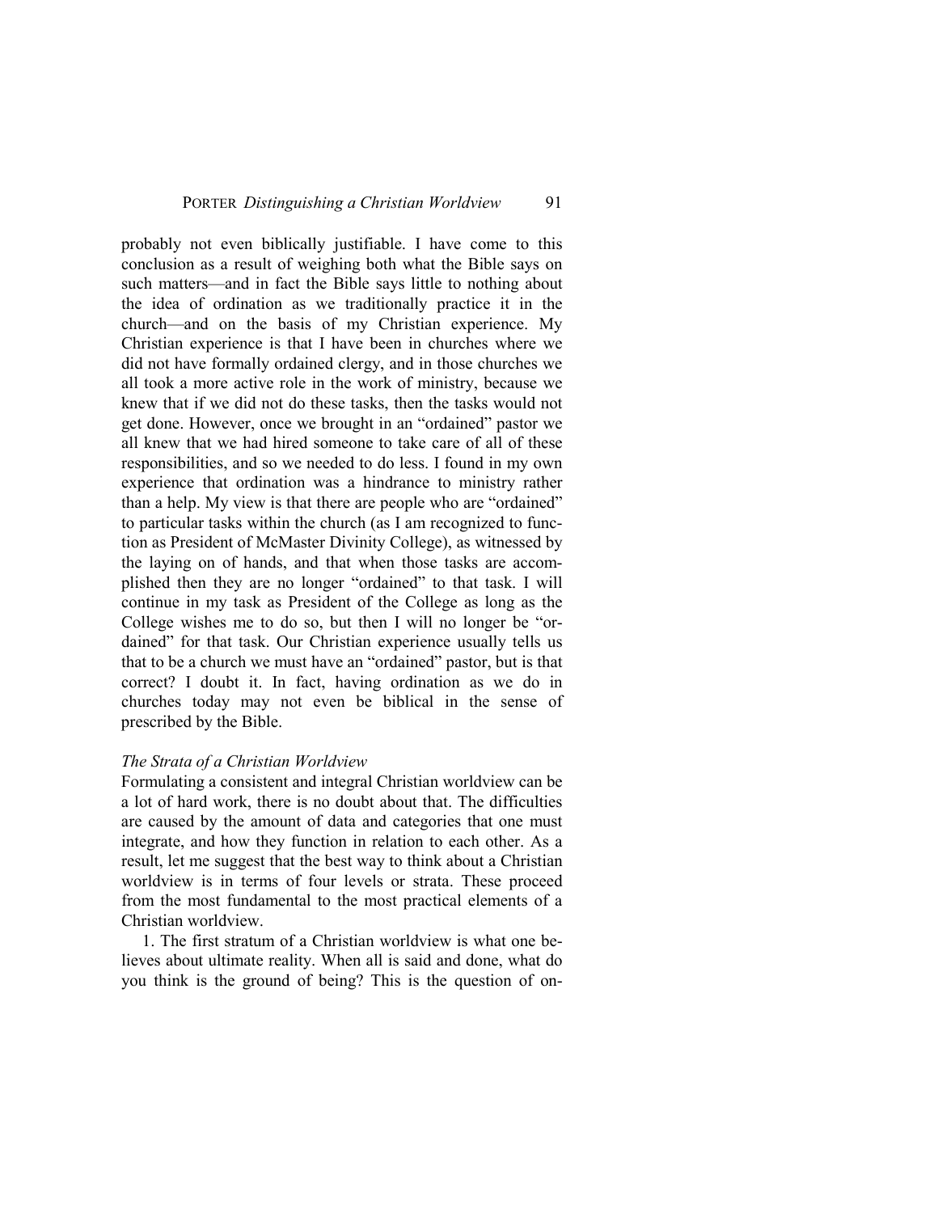probably not even biblically justifiable. I have come to this conclusion as a result of weighing both what the Bible says on such matters—and in fact the Bible says little to nothing about the idea of ordination as we traditionally practice it in the church—and on the basis of my Christian experience. My Christian experience is that I have been in churches where we did not have formally ordained clergy, and in those churches we all took a more active role in the work of ministry, because we knew that if we did not do these tasks, then the tasks would not get done. However, once we brought in an "ordained" pastor we all knew that we had hired someone to take care of all of these responsibilities, and so we needed to do less. I found in my own experience that ordination was a hindrance to ministry rather than a help. My view is that there are people who are "ordained" to particular tasks within the church (as I am recognized to function as President of McMaster Divinity College), as witnessed by the laying on of hands, and that when those tasks are accomplished then they are no longer "ordained" to that task. I will continue in my task as President of the College as long as the College wishes me to do so, but then I will no longer be "ordained" for that task. Our Christian experience usually tells us that to be a church we must have an "ordained" pastor, but is that correct? I doubt it. In fact, having ordination as we do in churches today may not even be biblical in the sense of prescribed by the Bible.

### *The Strata of a Christian Worldview*

Formulating a consistent and integral Christian worldview can be a lot of hard work, there is no doubt about that. The difficulties are caused by the amount of data and categories that one must integrate, and how they function in relation to each other. As a result, let me suggest that the best way to think about a Christian worldview is in terms of four levels or strata. These proceed from the most fundamental to the most practical elements of a Christian worldview.

1. The first stratum of a Christian worldview is what one believes about ultimate reality. When all is said and done, what do you think is the ground of being? This is the question of on-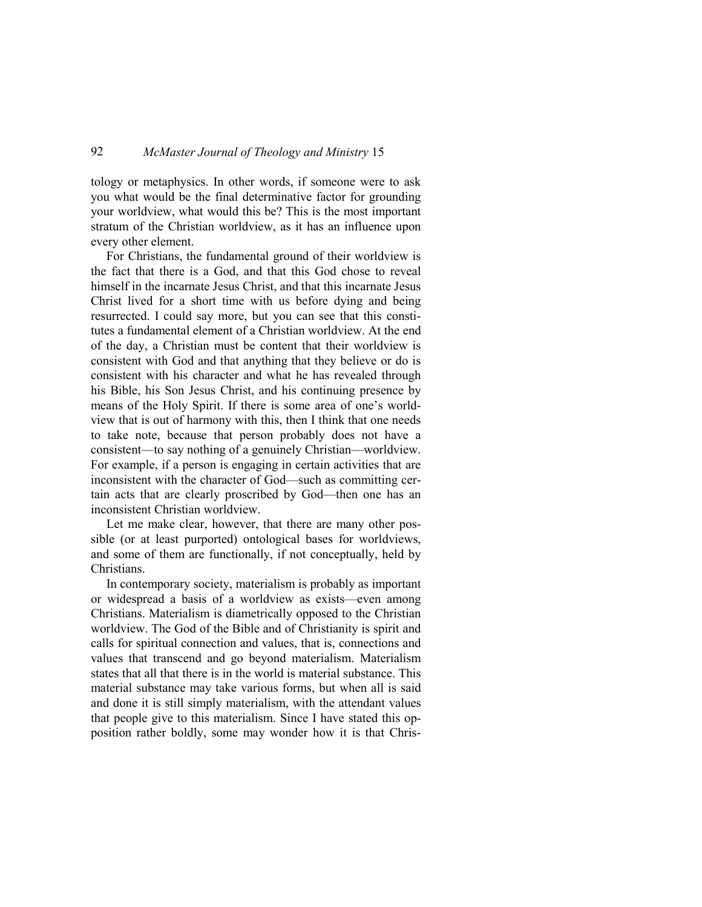tology or metaphysics. In other words, if someone were to ask you what would be the final determinative factor for grounding your worldview, what would this be? This is the most important stratum of the Christian worldview, as it has an influence upon every other element.

For Christians, the fundamental ground of their worldview is the fact that there is a God, and that this God chose to reveal himself in the incarnate Jesus Christ, and that this incarnate Jesus Christ lived for a short time with us before dying and being resurrected. I could say more, but you can see that this constitutes a fundamental element of a Christian worldview. At the end of the day, a Christian must be content that their worldview is consistent with God and that anything that they believe or do is consistent with his character and what he has revealed through his Bible, his Son Jesus Christ, and his continuing presence by means of the Holy Spirit. If there is some area of one's worldview that is out of harmony with this, then I think that one needs to take note, because that person probably does not have a consistent—to say nothing of a genuinely Christian—worldview. For example, if a person is engaging in certain activities that are inconsistent with the character of God—such as committing certain acts that are clearly proscribed by God—then one has an inconsistent Christian worldview.

Let me make clear, however, that there are many other possible (or at least purported) ontological bases for worldviews, and some of them are functionally, if not conceptually, held by Christians.

In contemporary society, materialism is probably as important or widespread a basis of a worldview as exists—even among Christians. Materialism is diametrically opposed to the Christian worldview. The God of the Bible and of Christianity is spirit and calls for spiritual connection and values, that is, connections and values that transcend and go beyond materialism. Materialism states that all that there is in the world is material substance. This material substance may take various forms, but when all is said and done it is still simply materialism, with the attendant values that people give to this materialism. Since I have stated this opposition rather boldly, some may wonder how it is that Chris-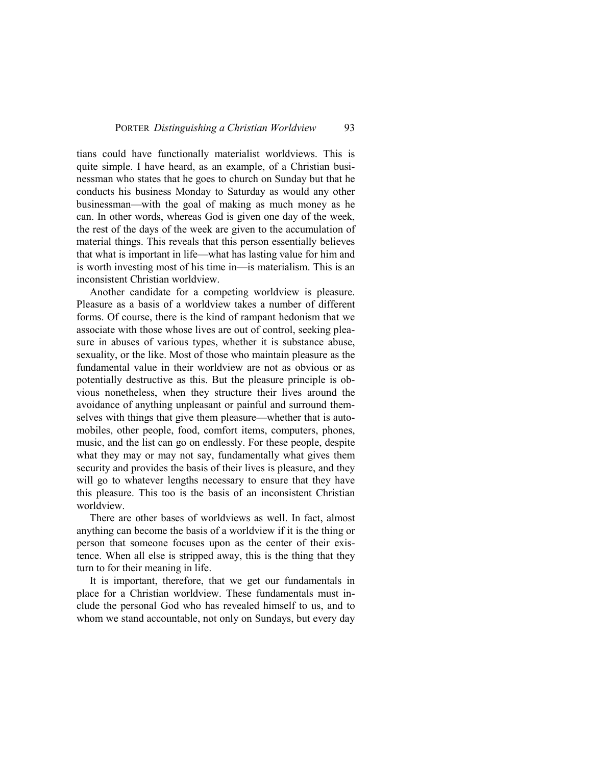tians could have functionally materialist worldviews. This is quite simple. I have heard, as an example, of a Christian businessman who states that he goes to church on Sunday but that he conducts his business Monday to Saturday as would any other businessman—with the goal of making as much money as he can. In other words, whereas God is given one day of the week, the rest of the days of the week are given to the accumulation of material things. This reveals that this person essentially believes that what is important in life—what has lasting value for him and is worth investing most of his time in—is materialism. This is an inconsistent Christian worldview.

Another candidate for a competing worldview is pleasure. Pleasure as a basis of a worldview takes a number of different forms. Of course, there is the kind of rampant hedonism that we associate with those whose lives are out of control, seeking pleasure in abuses of various types, whether it is substance abuse, sexuality, or the like. Most of those who maintain pleasure as the fundamental value in their worldview are not as obvious or as potentially destructive as this. But the pleasure principle is obvious nonetheless, when they structure their lives around the avoidance of anything unpleasant or painful and surround themselves with things that give them pleasure—whether that is automobiles, other people, food, comfort items, computers, phones, music, and the list can go on endlessly. For these people, despite what they may or may not say, fundamentally what gives them security and provides the basis of their lives is pleasure, and they will go to whatever lengths necessary to ensure that they have this pleasure. This too is the basis of an inconsistent Christian worldview.

There are other bases of worldviews as well. In fact, almost anything can become the basis of a worldview if it is the thing or person that someone focuses upon as the center of their existence. When all else is stripped away, this is the thing that they turn to for their meaning in life.

It is important, therefore, that we get our fundamentals in place for a Christian worldview. These fundamentals must include the personal God who has revealed himself to us, and to whom we stand accountable, not only on Sundays, but every day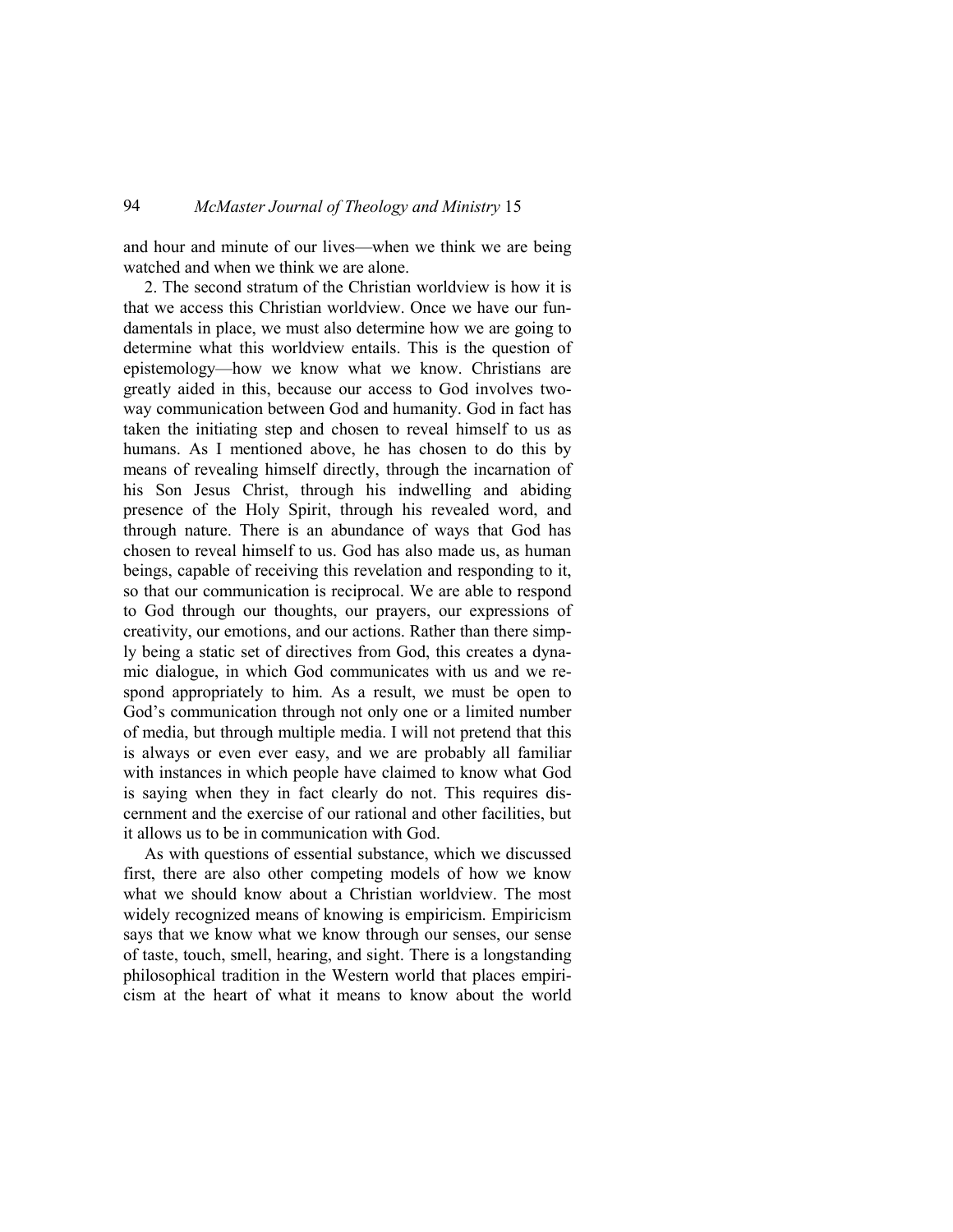and hour and minute of our lives—when we think we are being watched and when we think we are alone.

2. The second stratum of the Christian worldview is how it is that we access this Christian worldview. Once we have our fundamentals in place, we must also determine how we are going to determine what this worldview entails. This is the question of epistemology—how we know what we know. Christians are greatly aided in this, because our access to God involves two-way communication between God and humanity. God in fact has taken the initiating step and chosen to reveal himself to us as humans. As I mentioned above, he has chosen to do this by means of revealing himself directly, through the incarnation of his Son Jesus Christ, through his indwelling and abiding presence of the Holy Spirit, through his revealed word, and through nature. There is an abundance of ways that God has chosen to reveal himself to us. God has also made us, as human beings, capable of receiving this revelation and responding to it, so that our communication is reciprocal. We are able to respond to God through our thoughts, our prayers, our expressions of creativity, our emotions, and our actions. Rather than there simply being a static set of directives from God, this creates a dynamic dialogue, in which God communicates with us and we respond appropriately to him. As a result, we must be open to God's communication through not only one or a limited number of media, but through multiple media. I will not pretend that this is always or even ever easy, and we are probably all familiar with instances in which people have claimed to know what God is saying when they in fact clearly do not. This requires discernment and the exercise of our rational and other facilities, but it allows us to be in communication with God.

As with questions of essential substance, which we discussed first, there are also other competing models of how we know what we should know about a Christian worldview. The most widely recognized means of knowing is empiricism. Empiricism says that we know what we know through our senses, our sense of taste, touch, smell, hearing, and sight. There is a longstanding philosophical tradition in the Western world that places empiricism at the heart of what it means to know about the world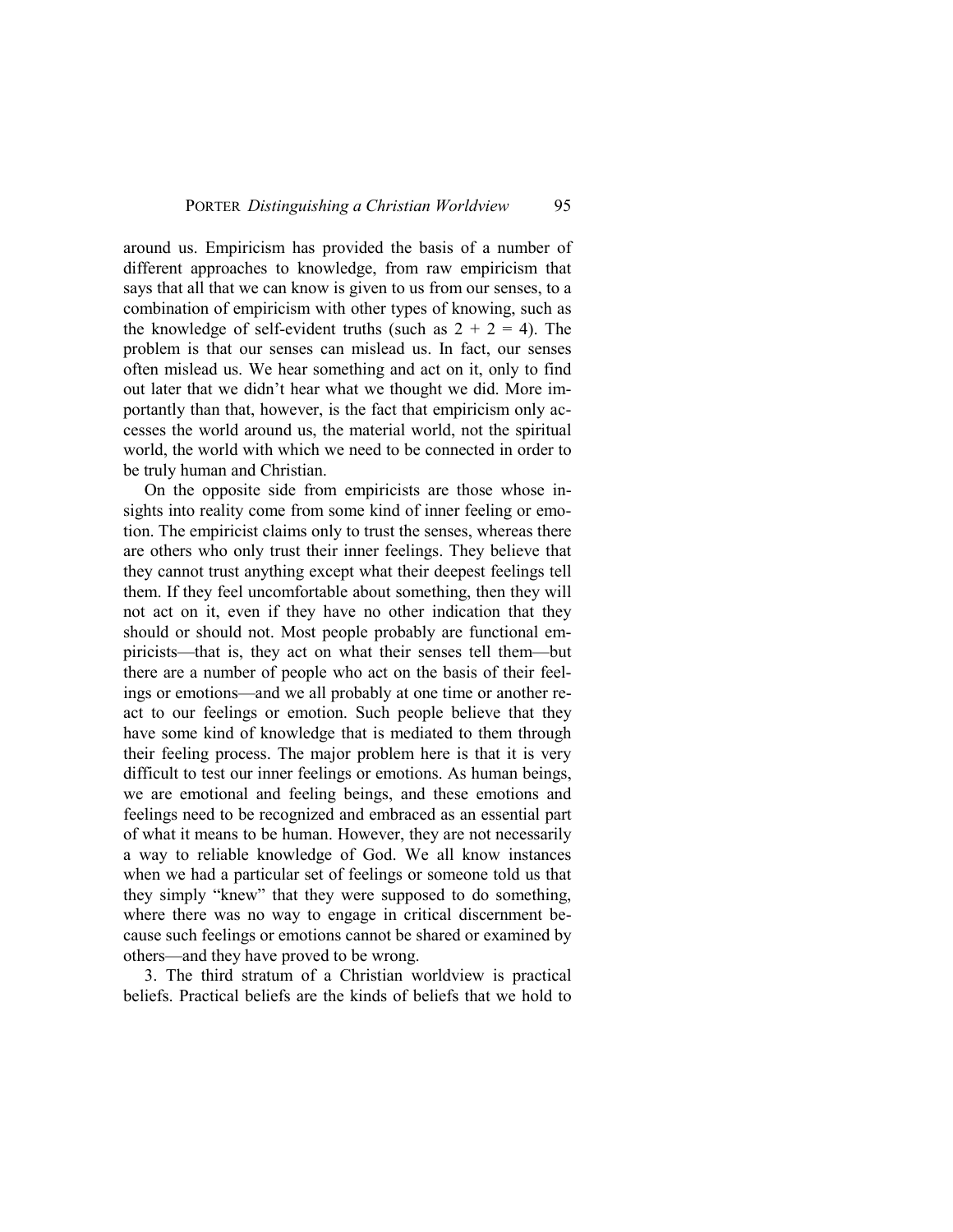around us. Empiricism has provided the basis of a number of different approaches to knowledge, from raw empiricism that says that all that we can know is given to us from our senses, to a combination of empiricism with other types of knowing, such as the knowledge of self-evident truths (such as $2 + 2 = 4$). The problem is that our senses can mislead us. In fact, our senses often mislead us. We hear something and act on it, only to find out later that we didn't hear what we thought we did. More importantly than that, however, is the fact that empiricism only accesses the world around us, the material world, not the spiritual world, the world with which we need to be connected in order to be truly human and Christian.

On the opposite side from empiricists are those whose insights into reality come from some kind of inner feeling or emotion. The empiricist claims only to trust the senses, whereas there are others who only trust their inner feelings. They believe that they cannot trust anything except what their deepest feelings tell them. If they feel uncomfortable about something, then they will not act on it, even if they have no other indication that they should or should not. Most people probably are functional empiricists—that is, they act on what their senses tell them—but there are a number of people who act on the basis of their feelings or emotions—and we all probably at one time or another react to our feelings or emotion. Such people believe that they have some kind of knowledge that is mediated to them through their feeling process. The major problem here is that it is very difficult to test our inner feelings or emotions. As human beings, we are emotional and feeling beings, and these emotions and feelings need to be recognized and embraced as an essential part of what it means to be human. However, they are not necessarily a way to reliable knowledge of God. We all know instances when we had a particular set of feelings or someone told us that they simply "knew" that they were supposed to do something, where there was no way to engage in critical discernment because such feelings or emotions cannot be shared or examined by others—and they have proved to be wrong.

3. The third stratum of a Christian worldview is practical beliefs. Practical beliefs are the kinds of beliefs that we hold to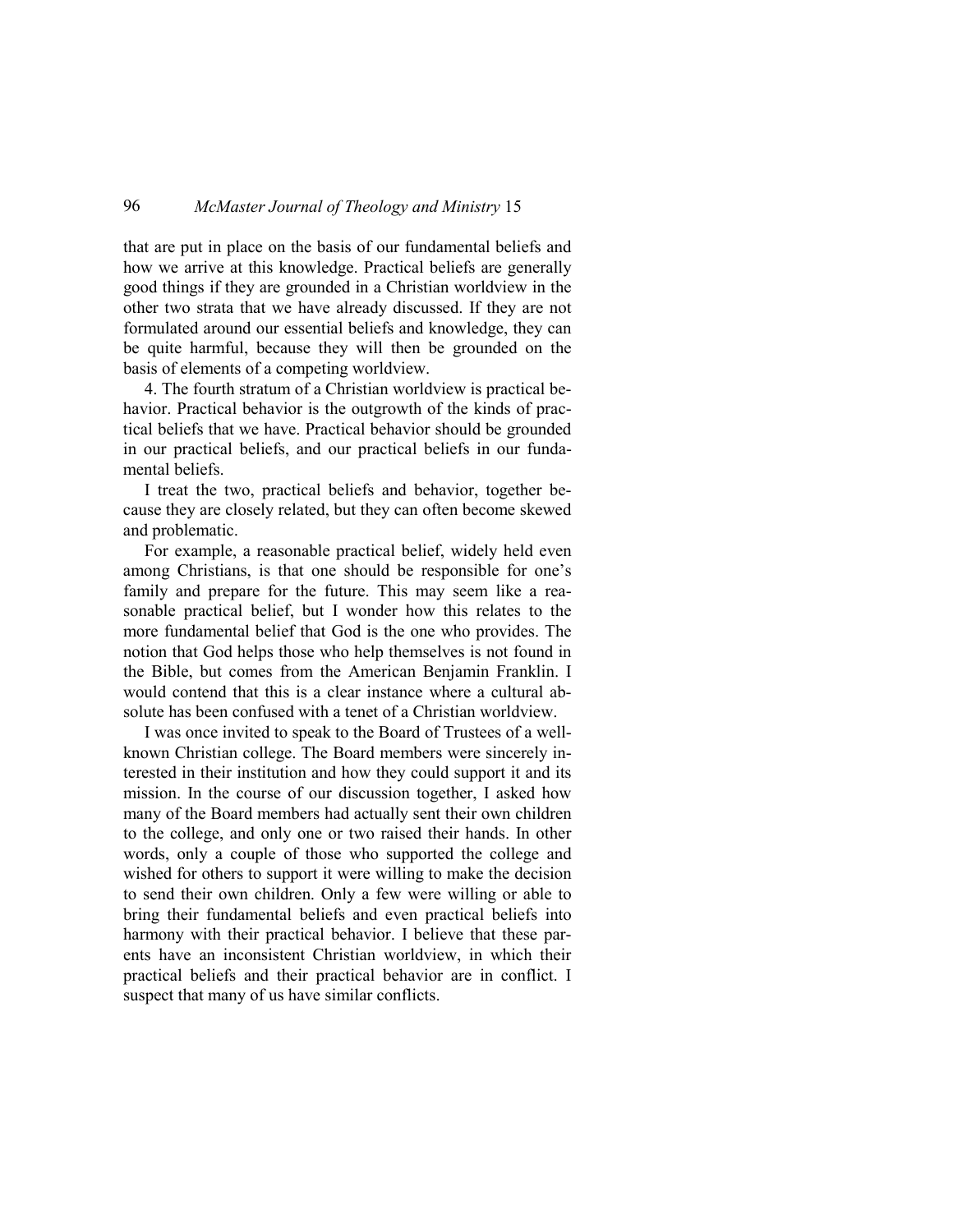that are put in place on the basis of our fundamental beliefs and how we arrive at this knowledge. Practical beliefs are generally good things if they are grounded in a Christian worldview in the other two strata that we have already discussed. If they are not formulated around our essential beliefs and knowledge, they can be quite harmful, because they will then be grounded on the basis of elements of a competing worldview.

4. The fourth stratum of a Christian worldview is practical behavior. Practical behavior is the outgrowth of the kinds of practical beliefs that we have. Practical behavior should be grounded in our practical beliefs, and our practical beliefs in our fundamental beliefs.

I treat the two, practical beliefs and behavior, together because they are closely related, but they can often become skewed and problematic.

For example, a reasonable practical belief, widely held even among Christians, is that one should be responsible for one's family and prepare for the future. This may seem like a reasonable practical belief, but I wonder how this relates to the more fundamental belief that God is the one who provides. The notion that God helps those who help themselves is not found in the Bible, but comes from the American Benjamin Franklin. I would contend that this is a clear instance where a cultural absolute has been confused with a tenet of a Christian worldview.

I was once invited to speak to the Board of Trustees of a well-known Christian college. The Board members were sincerely interested in their institution and how they could support it and its mission. In the course of our discussion together, I asked how many of the Board members had actually sent their own children to the college, and only one or two raised their hands. In other words, only a couple of those who supported the college and wished for others to support it were willing to make the decision to send their own children. Only a few were willing or able to bring their fundamental beliefs and even practical beliefs into harmony with their practical behavior. I believe that these parents have an inconsistent Christian worldview, in which their practical beliefs and their practical behavior are in conflict. I suspect that many of us have similar conflicts.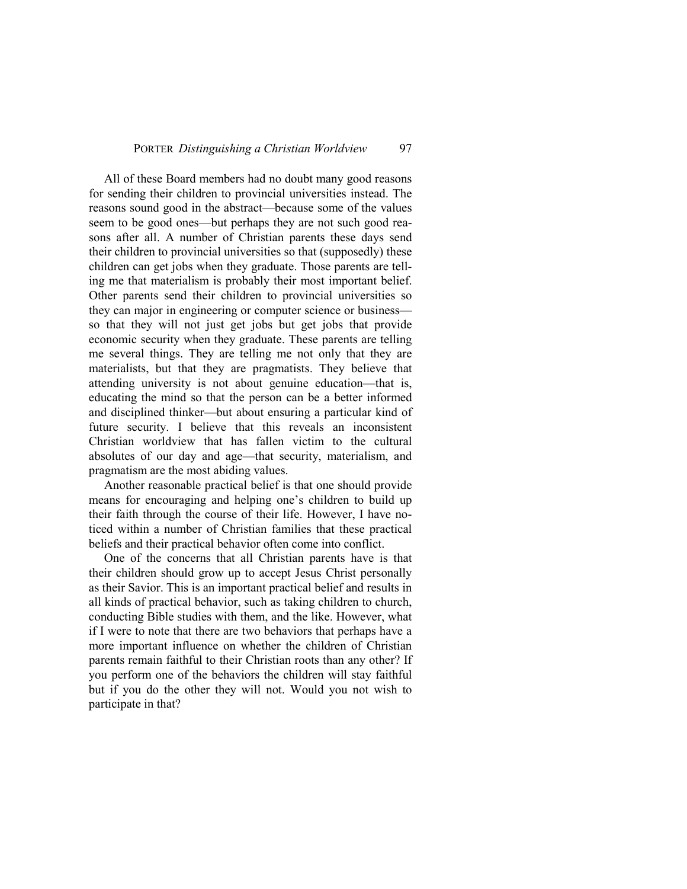All of these Board members had no doubt many good reasons for sending their children to provincial universities instead. The reasons sound good in the abstract—because some of the values seem to be good ones—but perhaps they are not such good reasons after all. A number of Christian parents these days send their children to provincial universities so that (supposedly) these children can get jobs when they graduate. Those parents are telling me that materialism is probably their most important belief. Other parents send their children to provincial universities so they can major in engineering or computer science or business—so that they will not just get jobs but get jobs that provide economic security when they graduate. These parents are telling me several things. They are telling me not only that they are materialists, but that they are pragmatists. They believe that attending university is not about genuine education—that is, educating the mind so that the person can be a better informed and disciplined thinker—but about ensuring a particular kind of future security. I believe that this reveals an inconsistent Christian worldview that has fallen victim to the cultural absolutes of our day and age—that security, materialism, and pragmatism are the most abiding values.

Another reasonable practical belief is that one should provide means for encouraging and helping one's children to build up their faith through the course of their life. However, I have noticed within a number of Christian families that these practical beliefs and their practical behavior often come into conflict.

One of the concerns that all Christian parents have is that their children should grow up to accept Jesus Christ personally as their Savior. This is an important practical belief and results in all kinds of practical behavior, such as taking children to church, conducting Bible studies with them, and the like. However, what if I were to note that there are two behaviors that perhaps have a more important influence on whether the children of Christian parents remain faithful to their Christian roots than any other? If you perform one of the behaviors the children will stay faithful but if you do the other they will not. Would you not wish to participate in that?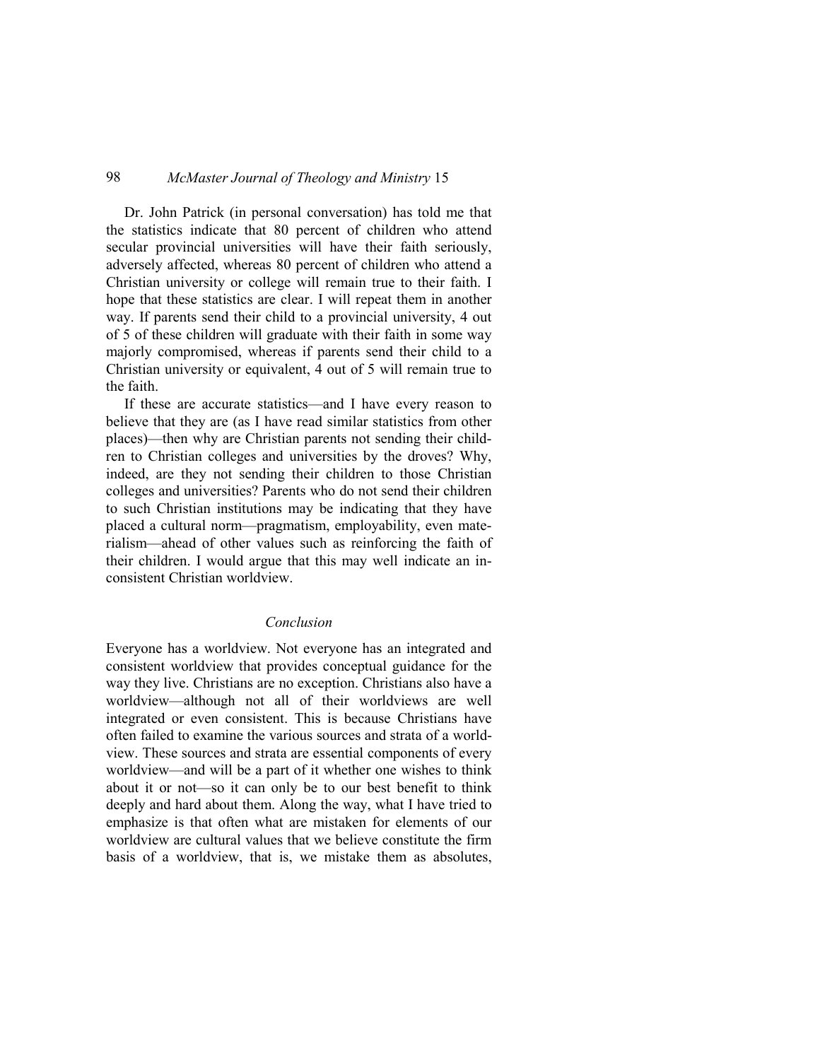Dr. John Patrick (in personal conversation) has told me that the statistics indicate that 80 percent of children who attend secular provincial universities will have their faith seriously, adversely affected, whereas 80 percent of children who attend a Christian university or college will remain true to their faith. I hope that these statistics are clear. I will repeat them in another way. If parents send their child to a provincial university, 4 out of 5 of these children will graduate with their faith in some way majorly compromised, whereas if parents send their child to a Christian university or equivalent, 4 out of 5 will remain true to the faith.

If these are accurate statistics—and I have every reason to believe that they are (as I have read similar statistics from other places)—then why are Christian parents not sending their children to Christian colleges and universities by the droves? Why, indeed, are they not sending their children to those Christian colleges and universities? Parents who do not send their children to such Christian institutions may be indicating that they have placed a cultural norm—pragmatism, employability, even materialism—ahead of other values such as reinforcing the faith of their children. I would argue that this may well indicate an inconsistent Christian worldview.

## *Conclusion*

Everyone has a worldview. Not everyone has an integrated and consistent worldview that provides conceptual guidance for the way they live. Christians are no exception. Christians also have a worldview—although not all of their worldviews are well integrated or even consistent. This is because Christians have often failed to examine the various sources and strata of a worldview. These sources and strata are essential components of every worldview—and will be a part of it whether one wishes to think about it or not—so it can only be to our best benefit to think deeply and hard about them. Along the way, what I have tried to emphasize is that often what are mistaken for elements of our worldview are cultural values that we believe constitute the firm basis of a worldview, that is, we mistake them as absolutes,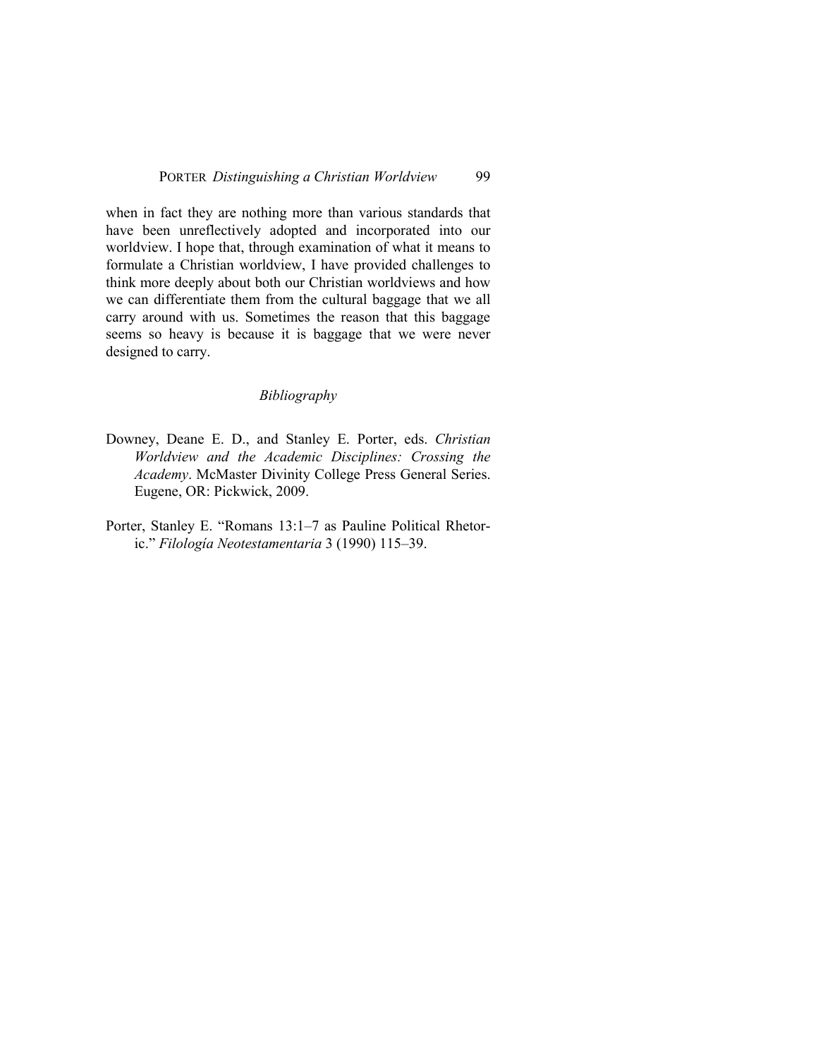when in fact they are nothing more than various standards that have been unreflectively adopted and incorporated into our worldview. I hope that, through examination of what it means to formulate a Christian worldview, I have provided challenges to think more deeply about both our Christian worldviews and how we can differentiate them from the cultural baggage that we all carry around with us. Sometimes the reason that this baggage seems so heavy is because it is baggage that we were never designed to carry.

## *Bibliography*

Downey, Deane E. D., and Stanley E. Porter, eds. *Christian Worldview and the Academic Disciplines: Crossing the Academy*. McMaster Divinity College Press General Series. Eugene, OR: Pickwick, 2009.

Porter, Stanley E. "Romans 13:1–7 as Pauline Political Rhetoric." *Filología Neotestamentaria* 3 (1990) 115–39.